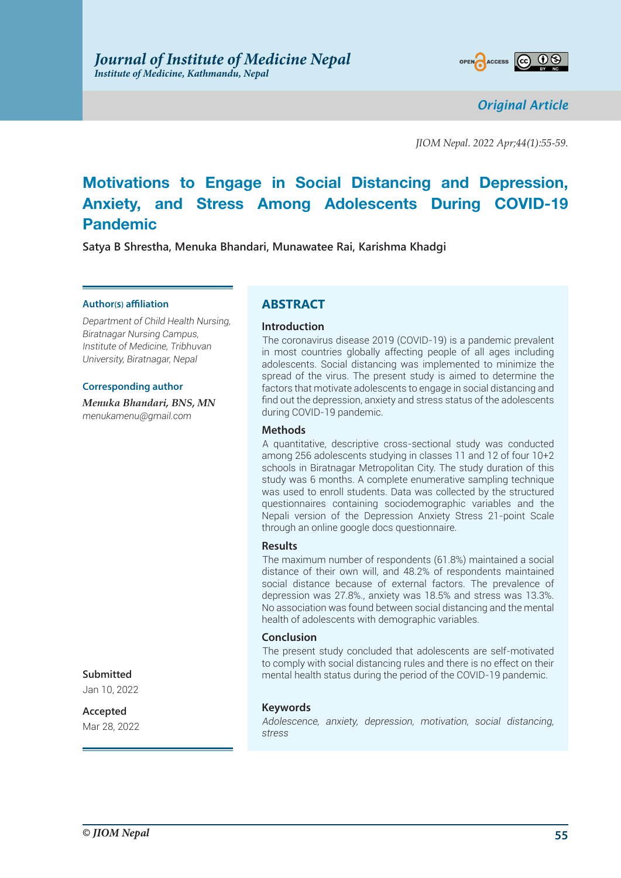Original Article

# Motivations to Engage in Social Distancing and Depression, Anxiety, and Stress Among Adolescents During COVID-19 Pandemic

**Satya B Shrestha, Menuka Bhandari, Munawatee Rai, Karishma Khadgi**

**Author(s) affiliation**

*Department of Child Health Nursing, Biratnagar Nursing Campus, Institute of Medicine, Tribhuvan University, Biratnagar, Nepal*

**Corresponding author**

***Menuka Bhandari, BNS, MN***
*menukamenu@gmail.com*

**Submitted**
Jan 10, 2022

**Accepted**
Mar 28, 2022

## ABSTRACT

### Introduction

The coronavirus disease 2019 (COVID-19) is a pandemic prevalent in most countries globally affecting people of all ages including adolescents. Social distancing was implemented to minimize the spread of the virus. The present study is aimed to determine the factors that motivate adolescents to engage in social distancing and find out the depression, anxiety and stress status of the adolescents during COVID-19 pandemic.

### Methods

A quantitative, descriptive cross-sectional study was conducted among 256 adolescents studying in classes 11 and 12 of four 10+2 schools in Biratnagar Metropolitan City. The study duration of this study was 6 months. A complete enumerative sampling technique was used to enroll students. Data was collected by the structured questionnaires containing sociodemographic variables and the Nepali version of the Depression Anxiety Stress 21-point Scale through an online google docs questionnaire.

### Results

The maximum number of respondents (61.8%) maintained a social distance of their own will, and 48.2% of respondents maintained social distance because of external factors. The prevalence of depression was 27.8%., anxiety was 18.5% and stress was 13.3%. No association was found between social distancing and the mental health of adolescents with demographic variables.

### Conclusion

The present study concluded that adolescents are self-motivated to comply with social distancing rules and there is no effect on their mental health status during the period of the COVID-19 pandemic.

### Keywords

*Adolescence, anxiety, depression, motivation, social distancing, stress*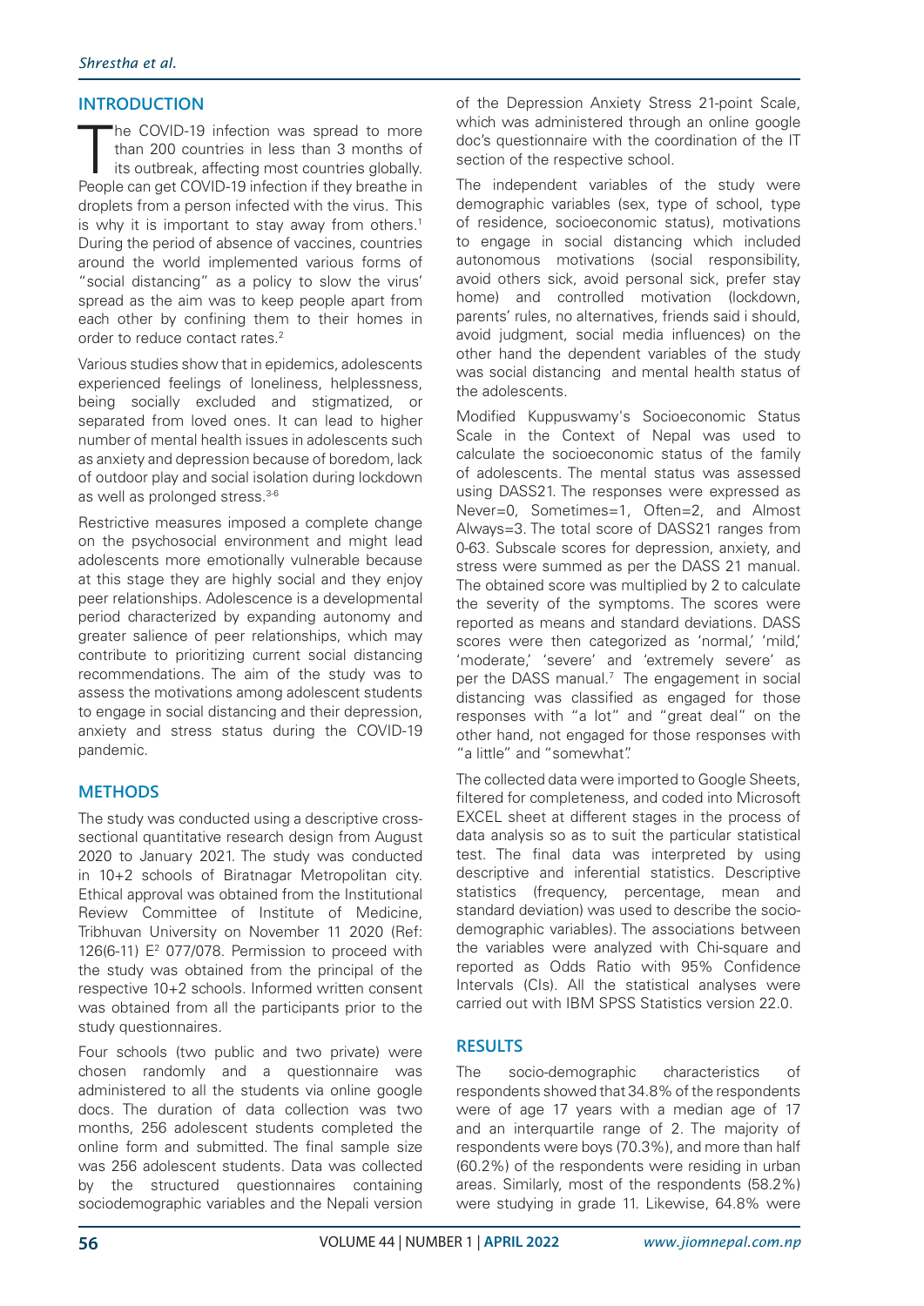## INTRODUCTION

The COVID-19 infection was spread to more than 200 countries in less than 3 months of its outbreak, affecting most countries globally. People can get COVID-19 infection if they breathe in droplets from a person infected with the virus. This is why it is important to stay away from others.[1] During the period of absence of vaccines, countries around the world implemented various forms of "social distancing" as a policy to slow the virus' spread as the aim was to keep people apart from each other by confining them to their homes in order to reduce contact rates.[2]

Various studies show that in epidemics, adolescents experienced feelings of loneliness, helplessness, being socially excluded and stigmatized, or separated from loved ones. It can lead to higher number of mental health issues in adolescents such as anxiety and depression because of boredom, lack of outdoor play and social isolation during lockdown as well as prolonged stress.[3-6]

Restrictive measures imposed a complete change on the psychosocial environment and might lead adolescents more emotionally vulnerable because at this stage they are highly social and they enjoy peer relationships. Adolescence is a developmental period characterized by expanding autonomy and greater salience of peer relationships, which may contribute to prioritizing current social distancing recommendations. The aim of the study was to assess the motivations among adolescent students to engage in social distancing and their depression, anxiety and stress status during the COVID-19 pandemic.

## METHODS

The study was conducted using a descriptive cross-sectional quantitative research design from August 2020 to January 2021. The study was conducted in 10+2 schools of Biratnagar Metropolitan city. Ethical approval was obtained from the Institutional Review Committee of Institute of Medicine, Tribhuvan University on November 11 2020 (Ref: 126(6-11) E[2] 077/078. Permission to proceed with the study was obtained from the principal of the respective 10+2 schools. Informed written consent was obtained from all the participants prior to the study questionnaires.

Four schools (two public and two private) were chosen randomly and a questionnaire was administered to all the students via online google docs. The duration of data collection was two months, 256 adolescent students completed the online form and submitted. The final sample size was 256 adolescent students. Data was collected by the structured questionnaires containing sociodemographic variables and the Nepali version of the Depression Anxiety Stress 21-point Scale, which was administered through an online google doc's questionnaire with the coordination of the IT section of the respective school.

The independent variables of the study were demographic variables (sex, type of school, type of residence, socioeconomic status), motivations to engage in social distancing which included autonomous motivations (social responsibility, avoid others sick, avoid personal sick, prefer stay home) and controlled motivation (lockdown, parents' rules, no alternatives, friends said i should, avoid judgment, social media influences) on the other hand the dependent variables of the study was social distancing and mental health status of the adolescents.

Modified Kuppuswamy's Socioeconomic Status Scale in the Context of Nepal was used to calculate the socioeconomic status of the family of adolescents. The mental status was assessed using DASS21. The responses were expressed as Never=0, Sometimes=1, Often=2, and Almost Always=3. The total score of DASS21 ranges from 0-63. Subscale scores for depression, anxiety, and stress were summed as per the DASS 21 manual. The obtained score was multiplied by 2 to calculate the severity of the symptoms. The scores were reported as means and standard deviations. DASS scores were then categorized as 'normal,' 'mild,' 'moderate,' 'severe' and 'extremely severe' as per the DASS manual.[7] The engagement in social distancing was classified as engaged for those responses with "a lot" and "great deal" on the other hand, not engaged for those responses with "a little" and "somewhat".

The collected data were imported to Google Sheets, filtered for completeness, and coded into Microsoft EXCEL sheet at different stages in the process of data analysis so as to suit the particular statistical test. The final data was interpreted by using descriptive and inferential statistics. Descriptive statistics (frequency, percentage, mean and standard deviation) was used to describe the socio-demographic variables). The associations between the variables were analyzed with Chi-square and reported as Odds Ratio with 95% Confidence Intervals (CIs). All the statistical analyses were carried out with IBM SPSS Statistics version 22.0.

## RESULTS

The socio-demographic characteristics of respondents showed that 34.8% of the respondents were of age 17 years with a median age of 17 and an interquartile range of 2. The majority of respondents were boys (70.3%), and more than half (60.2%) of the respondents were residing in urban areas. Similarly, most of the respondents (58.2%) were studying in grade 11. Likewise, 64.8% were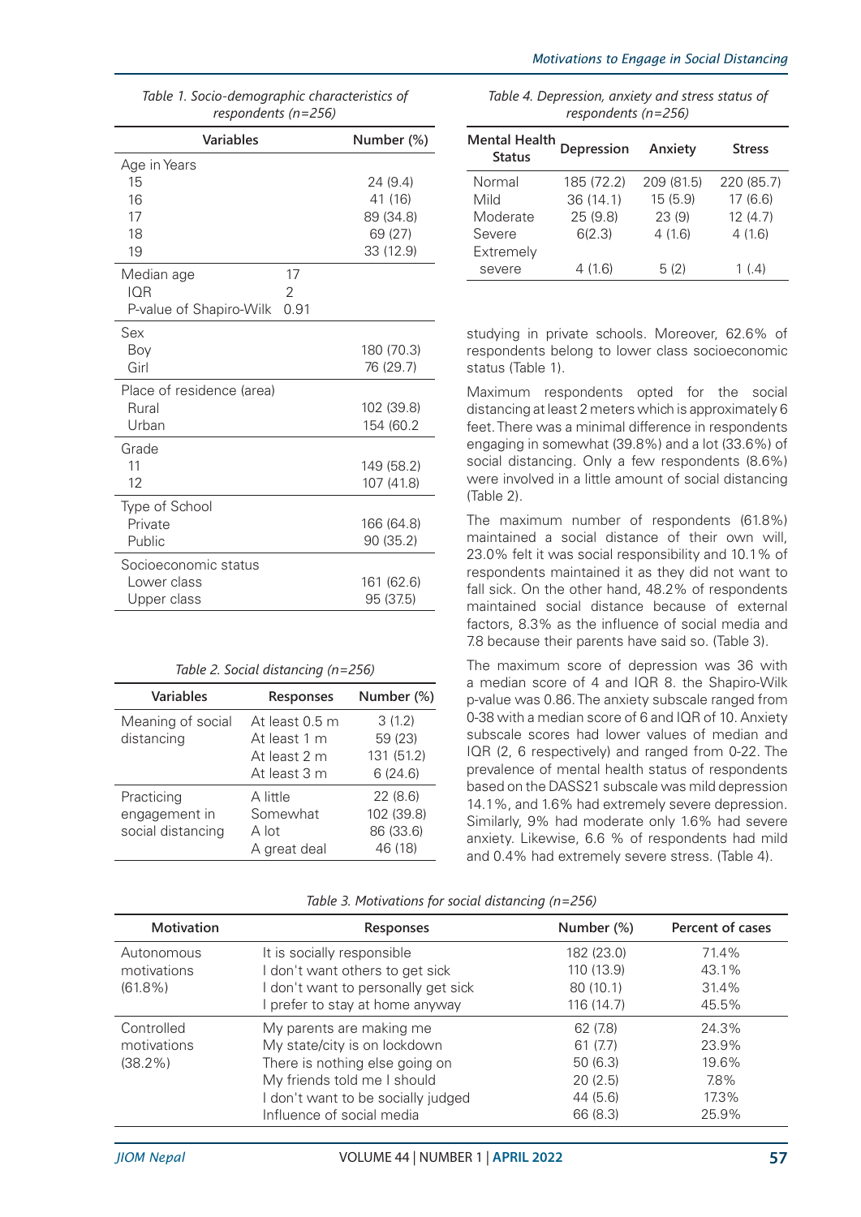*Table 1. Socio-demographic characteristics of respondents (n=256)*

| Variables | | Number (%) |
|---|---|---|
| Age in Years | | |
| 15 | | 24 (9.4) |
| 16 | | 41 (16) |
| 17 | | 89 (34.8) |
| 18 | | 69 (27) |
| 19 | | 33 (12.9) |
| Median age | 17 | |
| IQR | 2 | |
| P-value of Shapiro-Wilk | 0.91 | |
| Sex | | |
| Boy | | 180 (70.3) |
| Girl | | 76 (29.7) |
| Place of residence (area) | | |
| Rural | | 102 (39.8) |
| Urban | | 154 (60.2 |
| Grade | | |
| 11 | | 149 (58.2) |
| 12 | | 107 (41.8) |
| Type of School | | |
| Private | | 166 (64.8) |
| Public | | 90 (35.2) |
| Socioeconomic status | | |
| Lower class | | 161 (62.6) |
| Upper class | | 95 (37.5) |

*Table 2. Social distancing (n=256)*

| Variables | Responses | Number (%) |
|---|---|---|
| Meaning of social distancing | At least 0.5 m | 3 (1.2) |
| | At least 1 m | 59 (23) |
| | At least 2 m | 131 (51.2) |
| | At least 3 m | 6 (24.6) |
| Practicing engagement in social distancing | A little | 22 (8.6) |
| | Somewhat | 102 (39.8) |
| | A lot | 86 (33.6) |
| | A great deal | 46 (18) |

*Table 4. Depression, anxiety and stress status of respondents (n=256)*

| Mental Health Status | Depression | Anxiety | Stress |
|---|---|---|---|
| Normal | 185 (72.2) | 209 (81.5) | 220 (85.7) |
| Mild | 36 (14.1) | 15 (5.9) | 17 (6.6) |
| Moderate | 25 (9.8) | 23 (9) | 12 (4.7) |
| Severe | 6(2.3) | 4 (1.6) | 4 (1.6) |
| Extremely severe | 4 (1.6) | 5 (2) | 1 (.4) |

studying in private schools. Moreover, 62.6% of respondents belong to lower class socioeconomic status (Table 1).

Maximum respondents opted for the social distancing at least 2 meters which is approximately 6 feet. There was a minimal difference in respondents engaging in somewhat (39.8%) and a lot (33.6%) of social distancing. Only a few respondents (8.6%) were involved in a little amount of social distancing (Table 2).

The maximum number of respondents (61.8%) maintained a social distance of their own will, 23.0% felt it was social responsibility and 10.1% of respondents maintained it as they did not want to fall sick. On the other hand, 48.2% of respondents maintained social distance because of external factors, 8.3% as the influence of social media and 7.8 because their parents have said so. (Table 3).

The maximum score of depression was 36 with a median score of 4 and IQR 8. the Shapiro-Wilk p-value was 0.86. The anxiety subscale ranged from 0-38 with a median score of 6 and IQR of 10. Anxiety subscale scores had lower values of median and IQR (2, 6 respectively) and ranged from 0-22. The prevalence of mental health status of respondents based on the DASS21 subscale was mild depression 14.1%, and 1.6% had extremely severe depression. Similarly, 9% had moderate only 1.6% had severe anxiety. Likewise, 6.6 % of respondents had mild and 0.4% had extremely severe stress. (Table 4).

*Table 3. Motivations for social distancing (n=256)*

| Motivation | Responses | Number (%) | Percent of cases |
|---|---|---|---|
| Autonomous motivations (61.8%) | It is socially responsible | 182 (23.0) | 71.4% |
| | I don't want others to get sick | 110 (13.9) | 43.1% |
| | I don't want to personally get sick | 80 (10.1) | 31.4% |
| | I prefer to stay at home anyway | 116 (14.7) | 45.5% |
| Controlled motivations (38.2%) | My parents are making me | 62 (7.8) | 24.3% |
| | My state/city is on lockdown | 61 (7.7) | 23.9% |
| | There is nothing else going on | 50 (6.3) | 19.6% |
| | My friends told me I should | 20 (2.5) | 7.8% |
| | I don't want to be socially judged | 44 (5.6) | 17.3% |
| | Influence of social media | 66 (8.3) | 25.9% |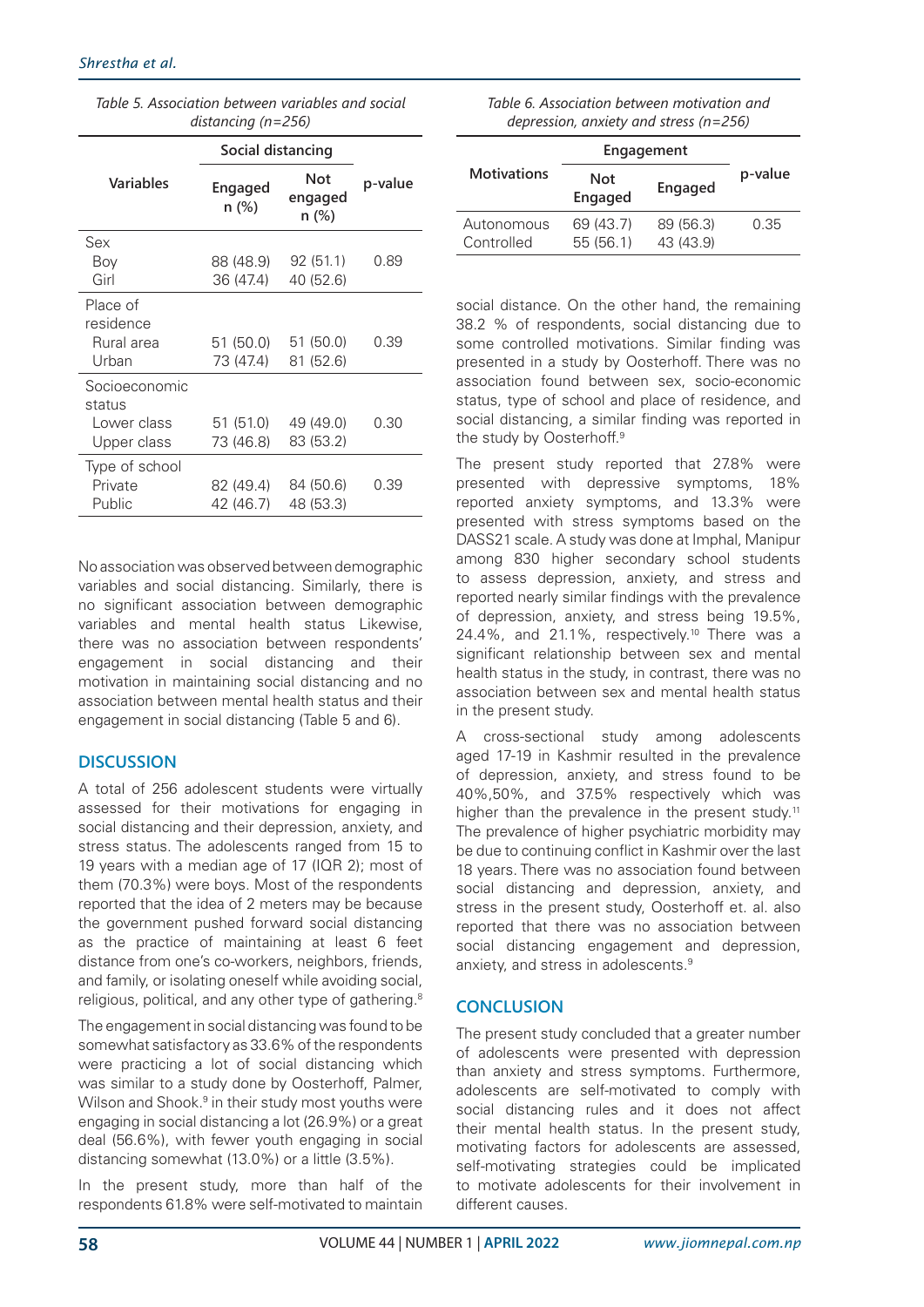*Table 5. Association between variables and social distancing (n=256)*

| Variables | Social distancing | | p-value |
|---|---|---|---|
| | Engaged n (%) | Not engaged n (%) | |
| Sex | | | |
| Boy | 88 (48.9) | 92 (51.1) | 0.89 |
| Girl | 36 (47.4) | 40 (52.6) | |
| Place of residence | | | |
| Rural area | 51 (50.0) | 51 (50.0) | 0.39 |
| Urban | 73 (47.4) | 81 (52.6) | |
| Socioeconomic status | | | |
| Lower class | 51 (51.0) | 49 (49.0) | 0.30 |
| Upper class | 73 (46.8) | 83 (53.2) | |
| Type of school | | | |
| Private | 82 (49.4) | 84 (50.6) | 0.39 |
| Public | 42 (46.7) | 48 (53.3) | |

No association was observed between demographic variables and social distancing. Similarly, there is no significant association between demographic variables and mental health status Likewise, there was no association between respondents' engagement in social distancing and their motivation in maintaining social distancing and no association between mental health status and their engagement in social distancing (Table 5 and 6).

*Table 6. Association between motivation and depression, anxiety and stress (n=256)*

| Motivations | Engagement | | p-value |
|---|---|---|---|
| | Not Engaged | Engaged | |
| Autonomous | 69 (43.7) | 89 (56.3) | 0.35 |
| Controlled | 55 (56.1) | 43 (43.9) | |

## DISCUSSION

A total of 256 adolescent students were virtually assessed for their motivations for engaging in social distancing and their depression, anxiety, and stress status. The adolescents ranged from 15 to 19 years with a median age of 17 (IQR 2); most of them (70.3%) were boys. Most of the respondents reported that the idea of 2 meters may be because the government pushed forward social distancing as the practice of maintaining at least 6 feet distance from one's co-workers, neighbors, friends, and family, or isolating oneself while avoiding social, religious, political, and any other type of gathering.[8]

The engagement in social distancing was found to be somewhat satisfactory as 33.6% of the respondents were practicing a lot of social distancing which was similar to a study done by Oosterhoff, Palmer, Wilson and Shook.[9] in their study most youths were engaging in social distancing a lot (26.9%) or a great deal (56.6%), with fewer youth engaging in social distancing somewhat (13.0%) or a little (3.5%).

In the present study, more than half of the respondents 61.8% were self-motivated to maintain social distance. On the other hand, the remaining 38.2 % of respondents, social distancing due to some controlled motivations. Similar finding was presented in a study by Oosterhoff. There was no association found between sex, socio-economic status, type of school and place of residence, and social distancing, a similar finding was reported in the study by Oosterhoff.[9]

The present study reported that 27.8% were presented with depressive symptoms, 18% reported anxiety symptoms, and 13.3% were presented with stress symptoms based on the DASS21 scale. A study was done at Imphal, Manipur among 830 higher secondary school students to assess depression, anxiety, and stress and reported nearly similar findings with the prevalence of depression, anxiety, and stress being 19.5%, 24.4%, and 21.1%, respectively.[10] There was a significant relationship between sex and mental health status in the study, in contrast, there was no association between sex and mental health status in the present study.

A cross-sectional study among adolescents aged 17-19 in Kashmir resulted in the prevalence of depression, anxiety, and stress found to be 40%,50%, and 37.5% respectively which was higher than the prevalence in the present study.[11] The prevalence of higher psychiatric morbidity may be due to continuing conflict in Kashmir over the last 18 years. There was no association found between social distancing and depression, anxiety, and stress in the present study, Oosterhoff et. al. also reported that there was no association between social distancing engagement and depression, anxiety, and stress in adolescents.[9]

## CONCLUSION

The present study concluded that a greater number of adolescents were presented with depression than anxiety and stress symptoms. Furthermore, adolescents are self-motivated to comply with social distancing rules and it does not affect their mental health status. In the present study, motivating factors for adolescents are assessed, self-motivating strategies could be implicated to motivate adolescents for their involvement in different causes.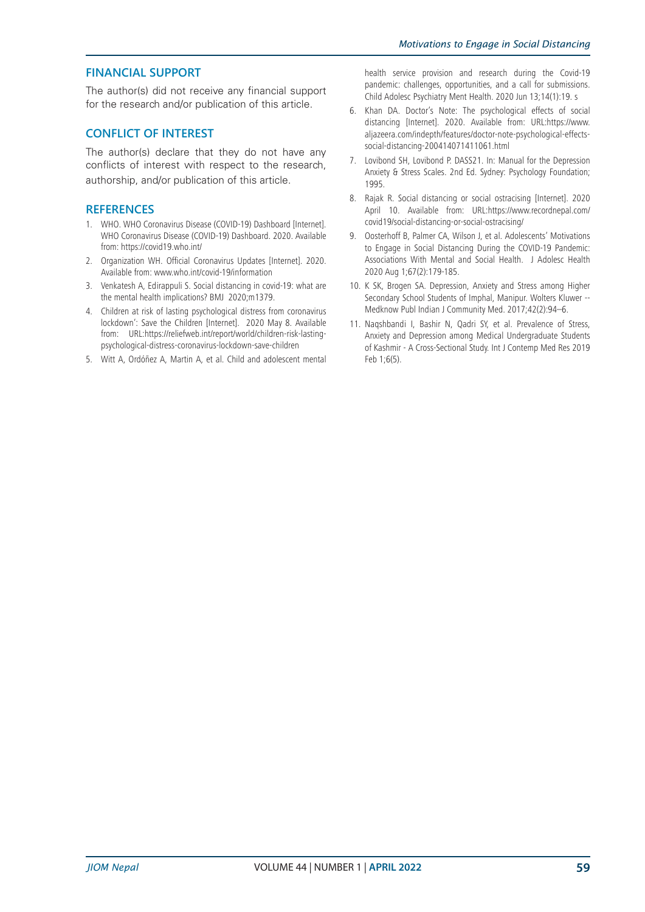## FINANCIAL SUPPORT

The author(s) did not receive any financial support for the research and/or publication of this article.

## CONFLICT OF INTEREST

The author(s) declare that they do not have any conflicts of interest with respect to the research, authorship, and/or publication of this article.

## REFERENCES

1. WHO. WHO Coronavirus Disease (COVID-19) Dashboard [Internet]. WHO Coronavirus Disease (COVID-19) Dashboard. 2020. Available from: https://covid19.who.int/
2. Organization WH. Official Coronavirus Updates [Internet]. 2020. Available from: www.who.int/covid-19/information
3. Venkatesh A, Edirappuli S. Social distancing in covid-19: what are the mental health implications? BMJ 2020;m1379.
4. Children at risk of lasting psychological distress from coronavirus lockdown': Save the Children [Internet]. 2020 May 8. Available from: URL:https://reliefweb.int/report/world/children-risk-lasting-psychological-distress-coronavirus-lockdown-save-children
5. Witt A, Ordóñez A, Martin A, et al. Child and adolescent mental health service provision and research during the Covid-19 pandemic: challenges, opportunities, and a call for submissions. Child Adolesc Psychiatry Ment Health. 2020 Jun 13;14(1):19. s
6. Khan DA. Doctor's Note: The psychological effects of social distancing [Internet]. 2020. Available from: URL:https://www.aljazeera.com/indepth/features/doctor-note-psychological-effects-social-distancing-200414071411061.html
7. Lovibond SH, Lovibond P. DASS21. In: Manual for the Depression Anxiety & Stress Scales. 2nd Ed. Sydney: Psychology Foundation; 1995.
8. Rajak R. Social distancing or social ostracising [Internet]. 2020 April 10. Available from: URL:https://www.recordnepal.com/covid19/social-distancing-or-social-ostracising/
9. Oosterhoff B, Palmer CA, Wilson J, et al. Adolescents' Motivations to Engage in Social Distancing During the COVID-19 Pandemic: Associations With Mental and Social Health. J Adolesc Health 2020 Aug 1;67(2):179-185.
10. K SK, Brogen SA. Depression, Anxiety and Stress among Higher Secondary School Students of Imphal, Manipur. Wolters Kluwer -- Medknow Publ Indian J Community Med. 2017;42(2):94–6.
11. Naqshbandi I, Bashir N, Qadri SY, et al. Prevalence of Stress, Anxiety and Depression among Medical Undergraduate Students of Kashmir - A Cross-Sectional Study. Int J Contemp Med Res 2019 Feb 1;6(5).